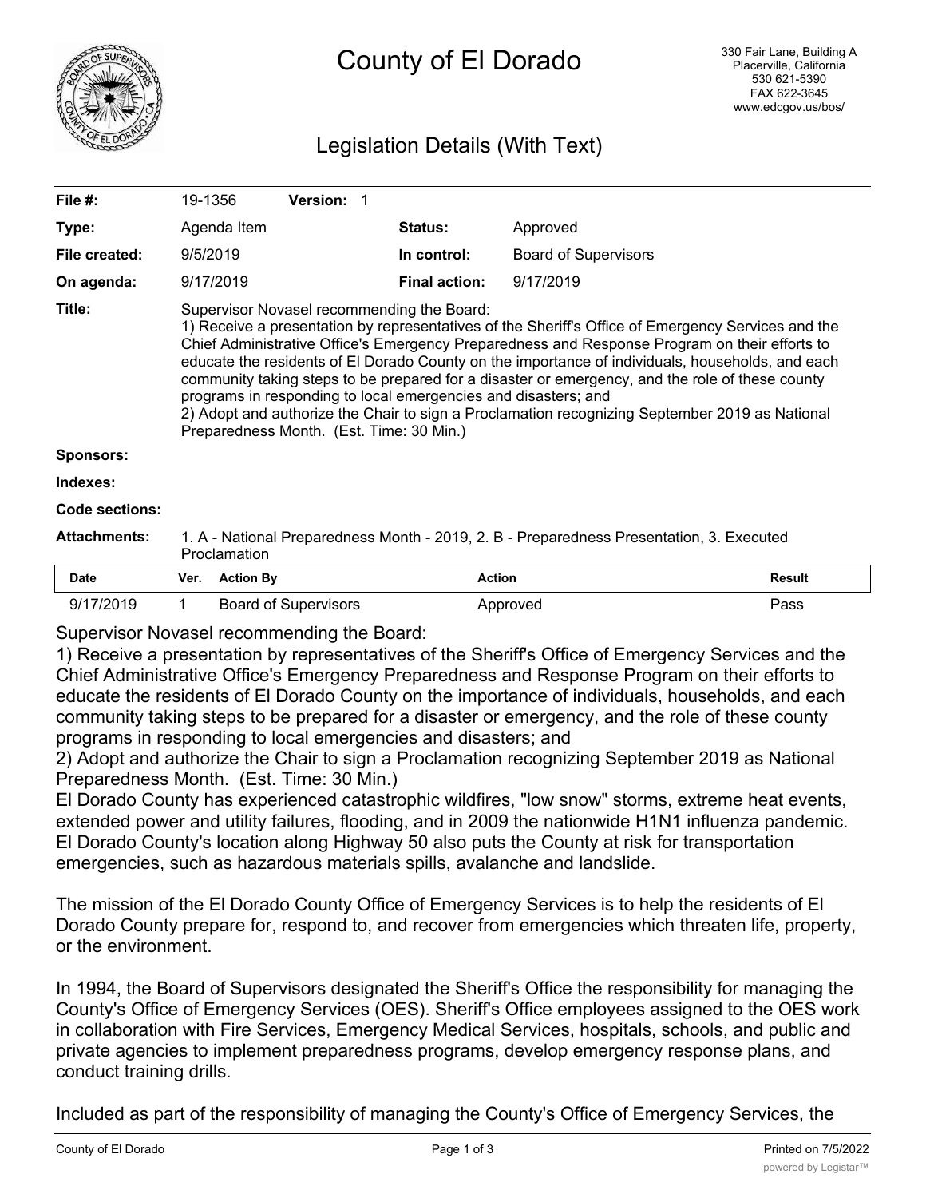# County of El Dorado

330 Fair Lane, Building A
Placerville, California
530 621-5390
FAX 622-3645
www.edcgov.us/bos/

## Legislation Details (With Text)

| | | | |
|---|---|---|---|
| **File #:** | 19-1356 **Version:** 1 | | |
| **Type:** | Agenda Item | **Status:** | Approved |
| **File created:** | 9/5/2019 | **In control:** | Board of Supervisors |
| **On agenda:** | 9/17/2019 | **Final action:** | 9/17/2019 |

**Title:** Supervisor Novasel recommending the Board:
1) Receive a presentation by representatives of the Sheriff's Office of Emergency Services and the Chief Administrative Office's Emergency Preparedness and Response Program on their efforts to educate the residents of El Dorado County on the importance of individuals, households, and each community taking steps to be prepared for a disaster or emergency, and the role of these county programs in responding to local emergencies and disasters; and
2) Adopt and authorize the Chair to sign a Proclamation recognizing September 2019 as National Preparedness Month. (Est. Time: 30 Min.)

**Sponsors:**

**Indexes:**

**Code sections:**

**Attachments:** 1. A - National Preparedness Month - 2019, 2. B - Preparedness Presentation, 3. Executed Proclamation

| Date | Ver. | Action By | Action | Result |
|---|---|---|---|---|
| 9/17/2019 | 1 | Board of Supervisors | Approved | Pass |

Supervisor Novasel recommending the Board:
1) Receive a presentation by representatives of the Sheriff's Office of Emergency Services and the Chief Administrative Office's Emergency Preparedness and Response Program on their efforts to educate the residents of El Dorado County on the importance of individuals, households, and each community taking steps to be prepared for a disaster or emergency, and the role of these county programs in responding to local emergencies and disasters; and
2) Adopt and authorize the Chair to sign a Proclamation recognizing September 2019 as National Preparedness Month. (Est. Time: 30 Min.)
El Dorado County has experienced catastrophic wildfires, "low snow" storms, extreme heat events, extended power and utility failures, flooding, and in 2009 the nationwide H1N1 influenza pandemic. El Dorado County's location along Highway 50 also puts the County at risk for transportation emergencies, such as hazardous materials spills, avalanche and landslide.

The mission of the El Dorado County Office of Emergency Services is to help the residents of El Dorado County prepare for, respond to, and recover from emergencies which threaten life, property, or the environment.

In 1994, the Board of Supervisors designated the Sheriff's Office the responsibility for managing the County's Office of Emergency Services (OES). Sheriff's Office employees assigned to the OES work in collaboration with Fire Services, Emergency Medical Services, hospitals, schools, and public and private agencies to implement preparedness programs, develop emergency response plans, and conduct training drills.

Included as part of the responsibility of managing the County's Office of Emergency Services, the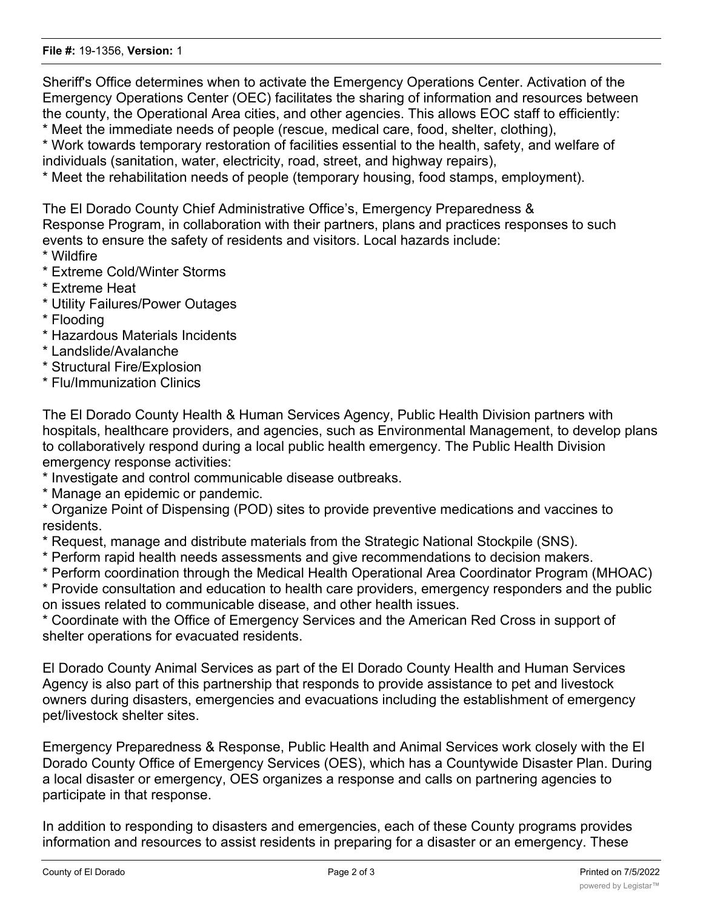Sheriff's Office determines when to activate the Emergency Operations Center. Activation of the Emergency Operations Center (OEC) facilitates the sharing of information and resources between the county, the Operational Area cities, and other agencies. This allows EOC staff to efficiently:

* Meet the immediate needs of people (rescue, medical care, food, shelter, clothing),
* Work towards temporary restoration of facilities essential to the health, safety, and welfare of individuals (sanitation, water, electricity, road, street, and highway repairs),
* Meet the rehabilitation needs of people (temporary housing, food stamps, employment).

The El Dorado County Chief Administrative Office's, Emergency Preparedness & Response Program, in collaboration with their partners, plans and practices responses to such events to ensure the safety of residents and visitors. Local hazards include:

* Wildfire
* Extreme Cold/Winter Storms
* Extreme Heat
* Utility Failures/Power Outages
* Flooding
* Hazardous Materials Incidents
* Landslide/Avalanche
* Structural Fire/Explosion
* Flu/Immunization Clinics

The El Dorado County Health & Human Services Agency, Public Health Division partners with hospitals, healthcare providers, and agencies, such as Environmental Management, to develop plans to collaboratively respond during a local public health emergency. The Public Health Division emergency response activities:

* Investigate and control communicable disease outbreaks.
* Manage an epidemic or pandemic.
* Organize Point of Dispensing (POD) sites to provide preventive medications and vaccines to residents.
* Request, manage and distribute materials from the Strategic National Stockpile (SNS).
* Perform rapid health needs assessments and give recommendations to decision makers.
* Perform coordination through the Medical Health Operational Area Coordinator Program (MHOAC)
* Provide consultation and education to health care providers, emergency responders and the public on issues related to communicable disease, and other health issues.
* Coordinate with the Office of Emergency Services and the American Red Cross in support of shelter operations for evacuated residents.

El Dorado County Animal Services as part of the El Dorado County Health and Human Services Agency is also part of this partnership that responds to provide assistance to pet and livestock owners during disasters, emergencies and evacuations including the establishment of emergency pet/livestock shelter sites.

Emergency Preparedness & Response, Public Health and Animal Services work closely with the El Dorado County Office of Emergency Services (OES), which has a Countywide Disaster Plan. During a local disaster or emergency, OES organizes a response and calls on partnering agencies to participate in that response.

In addition to responding to disasters and emergencies, each of these County programs provides information and resources to assist residents in preparing for a disaster or an emergency. These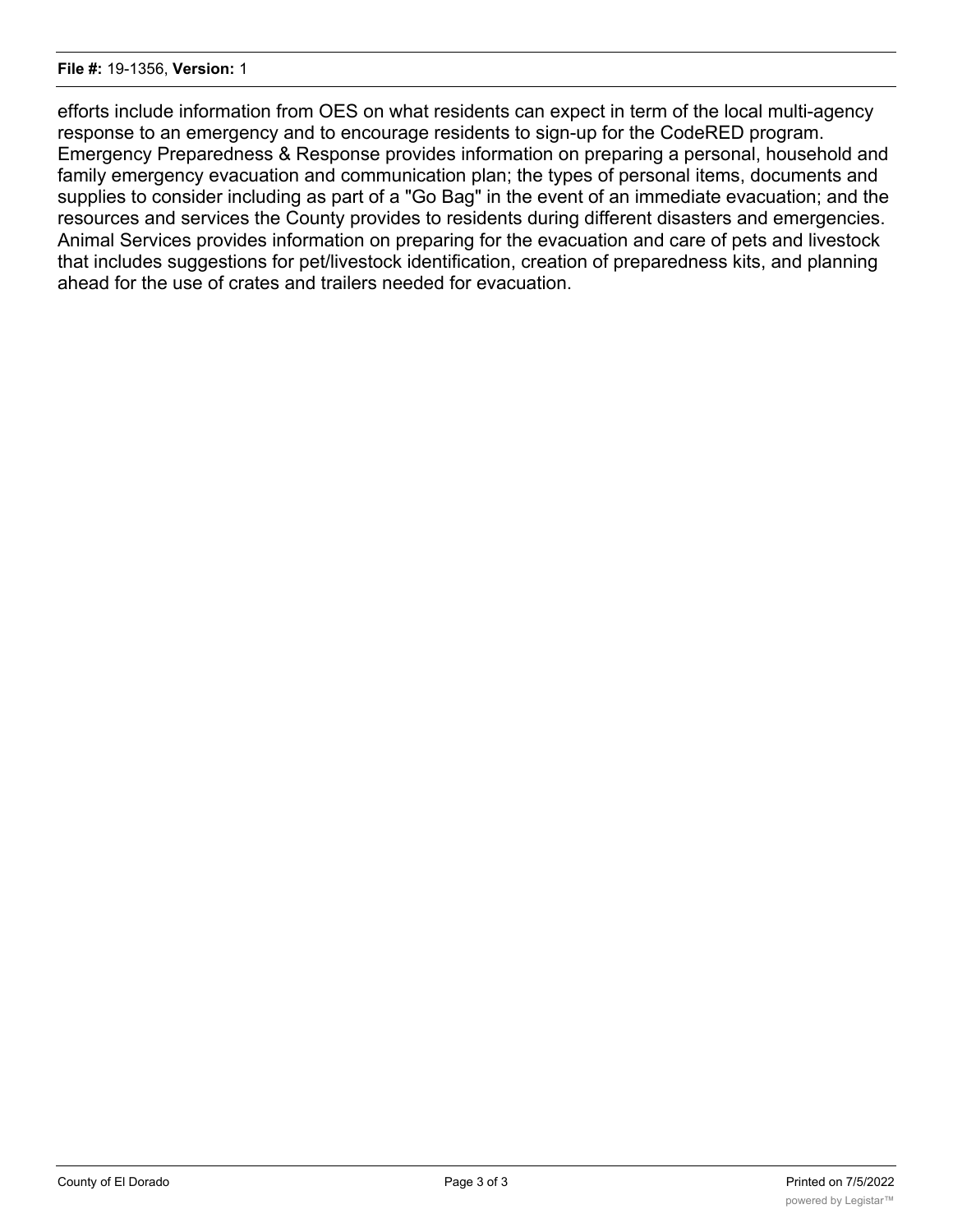efforts include information from OES on what residents can expect in term of the local multi-agency response to an emergency and to encourage residents to sign-up for the CodeRED program. Emergency Preparedness & Response provides information on preparing a personal, household and family emergency evacuation and communication plan; the types of personal items, documents and supplies to consider including as part of a "Go Bag" in the event of an immediate evacuation; and the resources and services the County provides to residents during different disasters and emergencies. Animal Services provides information on preparing for the evacuation and care of pets and livestock that includes suggestions for pet/livestock identification, creation of preparedness kits, and planning ahead for the use of crates and trailers needed for evacuation.